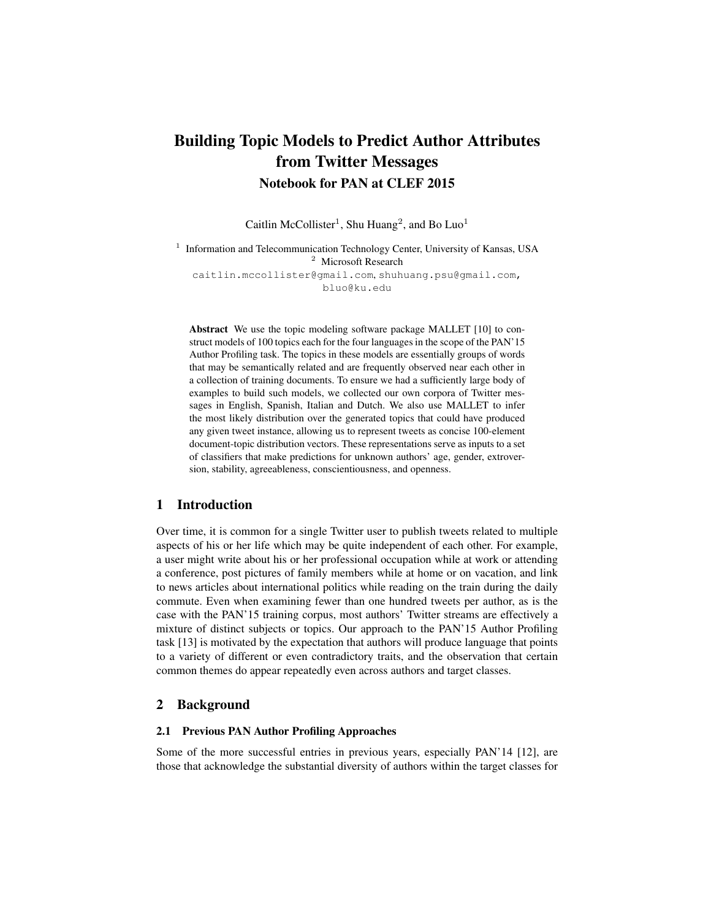# Building Topic Models to Predict Author Attributes from Twitter Messages

## Notebook for PAN at CLEF 2015

Caitlin McCollister[1], Shu Huang[2], and Bo Luo[1]

[1] Information and Telecommunication Technology Center, University of Kansas, USA
[2] Microsoft Research

caitlin.mccollister@gmail.com, shuhuang.psu@gmail.com, bluo@ku.edu

**Abstract** We use the topic modeling software package MALLET [10] to construct models of 100 topics each for the four languages in the scope of the PAN'15 Author Profiling task. The topics in these models are essentially groups of words that may be semantically related and are frequently observed near each other in a collection of training documents. To ensure we had a sufficiently large body of examples to build such models, we collected our own corpora of Twitter messages in English, Spanish, Italian and Dutch. We also use MALLET to infer the most likely distribution over the generated topics that could have produced any given tweet instance, allowing us to represent tweets as concise 100-element document-topic distribution vectors. These representations serve as inputs to a set of classifiers that make predictions for unknown authors' age, gender, extroversion, stability, agreeableness, conscientiousness, and openness.

## 1 Introduction

Over time, it is common for a single Twitter user to publish tweets related to multiple aspects of his or her life which may be quite independent of each other. For example, a user might write about his or her professional occupation while at work or attending a conference, post pictures of family members while at home or on vacation, and link to news articles about international politics while reading on the train during the daily commute. Even when examining fewer than one hundred tweets per author, as is the case with the PAN'15 training corpus, most authors' Twitter streams are effectively a mixture of distinct subjects or topics. Our approach to the PAN'15 Author Profiling task [13] is motivated by the expectation that authors will produce language that points to a variety of different or even contradictory traits, and the observation that certain common themes do appear repeatedly even across authors and target classes.

## 2 Background

### 2.1 Previous PAN Author Profiling Approaches

Some of the more successful entries in previous years, especially PAN'14 [12], are those that acknowledge the substantial diversity of authors within the target classes for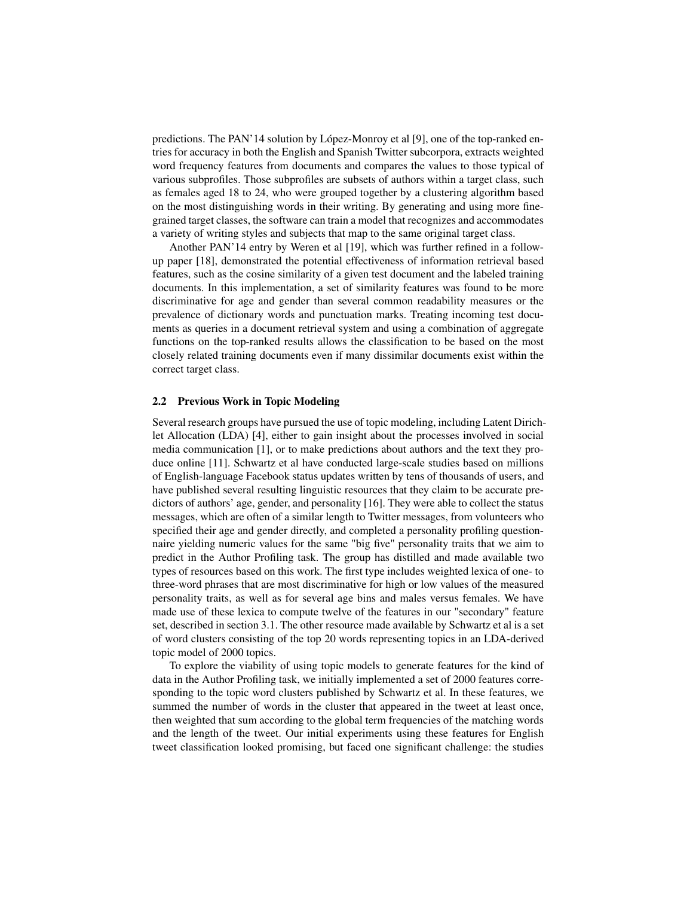predictions. The PAN'14 solution by López-Monroy et al [9], one of the top-ranked entries for accuracy in both the English and Spanish Twitter subcorpora, extracts weighted word frequency features from documents and compares the values to those typical of various subprofiles. Those subprofiles are subsets of authors within a target class, such as females aged 18 to 24, who were grouped together by a clustering algorithm based on the most distinguishing words in their writing. By generating and using more fine-grained target classes, the software can train a model that recognizes and accommodates a variety of writing styles and subjects that map to the same original target class.

Another PAN'14 entry by Weren et al [19], which was further refined in a follow-up paper [18], demonstrated the potential effectiveness of information retrieval based features, such as the cosine similarity of a given test document and the labeled training documents. In this implementation, a set of similarity features was found to be more discriminative for age and gender than several common readability measures or the prevalence of dictionary words and punctuation marks. Treating incoming test documents as queries in a document retrieval system and using a combination of aggregate functions on the top-ranked results allows the classification to be based on the most closely related training documents even if many dissimilar documents exist within the correct target class.

### 2.2 Previous Work in Topic Modeling

Several research groups have pursued the use of topic modeling, including Latent Dirichlet Allocation (LDA) [4], either to gain insight about the processes involved in social media communication [1], or to make predictions about authors and the text they produce online [11]. Schwartz et al have conducted large-scale studies based on millions of English-language Facebook status updates written by tens of thousands of users, and have published several resulting linguistic resources that they claim to be accurate predictors of authors' age, gender, and personality [16]. They were able to collect the status messages, which are often of a similar length to Twitter messages, from volunteers who specified their age and gender directly, and completed a personality profiling questionnaire yielding numeric values for the same "big five" personality traits that we aim to predict in the Author Profiling task. The group has distilled and made available two types of resources based on this work. The first type includes weighted lexica of one- to three-word phrases that are most discriminative for high or low values of the measured personality traits, as well as for several age bins and males versus females. We have made use of these lexica to compute twelve of the features in our "secondary" feature set, described in section 3.1. The other resource made available by Schwartz et al is a set of word clusters consisting of the top 20 words representing topics in an LDA-derived topic model of 2000 topics.

To explore the viability of using topic models to generate features for the kind of data in the Author Profiling task, we initially implemented a set of 2000 features corresponding to the topic word clusters published by Schwartz et al. In these features, we summed the number of words in the cluster that appeared in the tweet at least once, then weighted that sum according to the global term frequencies of the matching words and the length of the tweet. Our initial experiments using these features for English tweet classification looked promising, but faced one significant challenge: the studies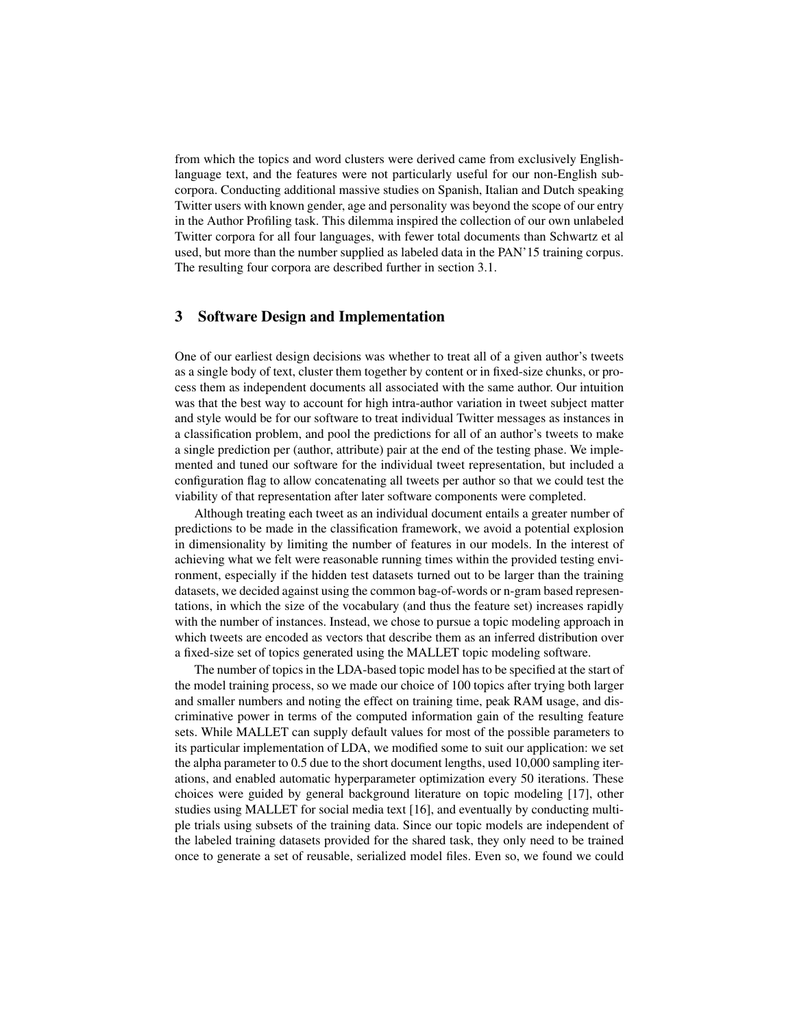from which the topics and word clusters were derived came from exclusively English-language text, and the features were not particularly useful for our non-English sub-corpora. Conducting additional massive studies on Spanish, Italian and Dutch speaking Twitter users with known gender, age and personality was beyond the scope of our entry in the Author Profiling task. This dilemma inspired the collection of our own unlabeled Twitter corpora for all four languages, with fewer total documents than Schwartz et al used, but more than the number supplied as labeled data in the PAN'15 training corpus. The resulting four corpora are described further in section 3.1.

## 3 Software Design and Implementation

One of our earliest design decisions was whether to treat all of a given author's tweets as a single body of text, cluster them together by content or in fixed-size chunks, or process them as independent documents all associated with the same author. Our intuition was that the best way to account for high intra-author variation in tweet subject matter and style would be for our software to treat individual Twitter messages as instances in a classification problem, and pool the predictions for all of an author's tweets to make a single prediction per (author, attribute) pair at the end of the testing phase. We implemented and tuned our software for the individual tweet representation, but included a configuration flag to allow concatenating all tweets per author so that we could test the viability of that representation after later software components were completed.

Although treating each tweet as an individual document entails a greater number of predictions to be made in the classification framework, we avoid a potential explosion in dimensionality by limiting the number of features in our models. In the interest of achieving what we felt were reasonable running times within the provided testing environment, especially if the hidden test datasets turned out to be larger than the training datasets, we decided against using the common bag-of-words or n-gram based representations, in which the size of the vocabulary (and thus the feature set) increases rapidly with the number of instances. Instead, we chose to pursue a topic modeling approach in which tweets are encoded as vectors that describe them as an inferred distribution over a fixed-size set of topics generated using the MALLET topic modeling software.

The number of topics in the LDA-based topic model has to be specified at the start of the model training process, so we made our choice of 100 topics after trying both larger and smaller numbers and noting the effect on training time, peak RAM usage, and discriminative power in terms of the computed information gain of the resulting feature sets. While MALLET can supply default values for most of the possible parameters to its particular implementation of LDA, we modified some to suit our application: we set the alpha parameter to 0.5 due to the short document lengths, used 10,000 sampling iterations, and enabled automatic hyperparameter optimization every 50 iterations. These choices were guided by general background literature on topic modeling [17], other studies using MALLET for social media text [16], and eventually by conducting multiple trials using subsets of the training data. Since our topic models are independent of the labeled training datasets provided for the shared task, they only need to be trained once to generate a set of reusable, serialized model files. Even so, we found we could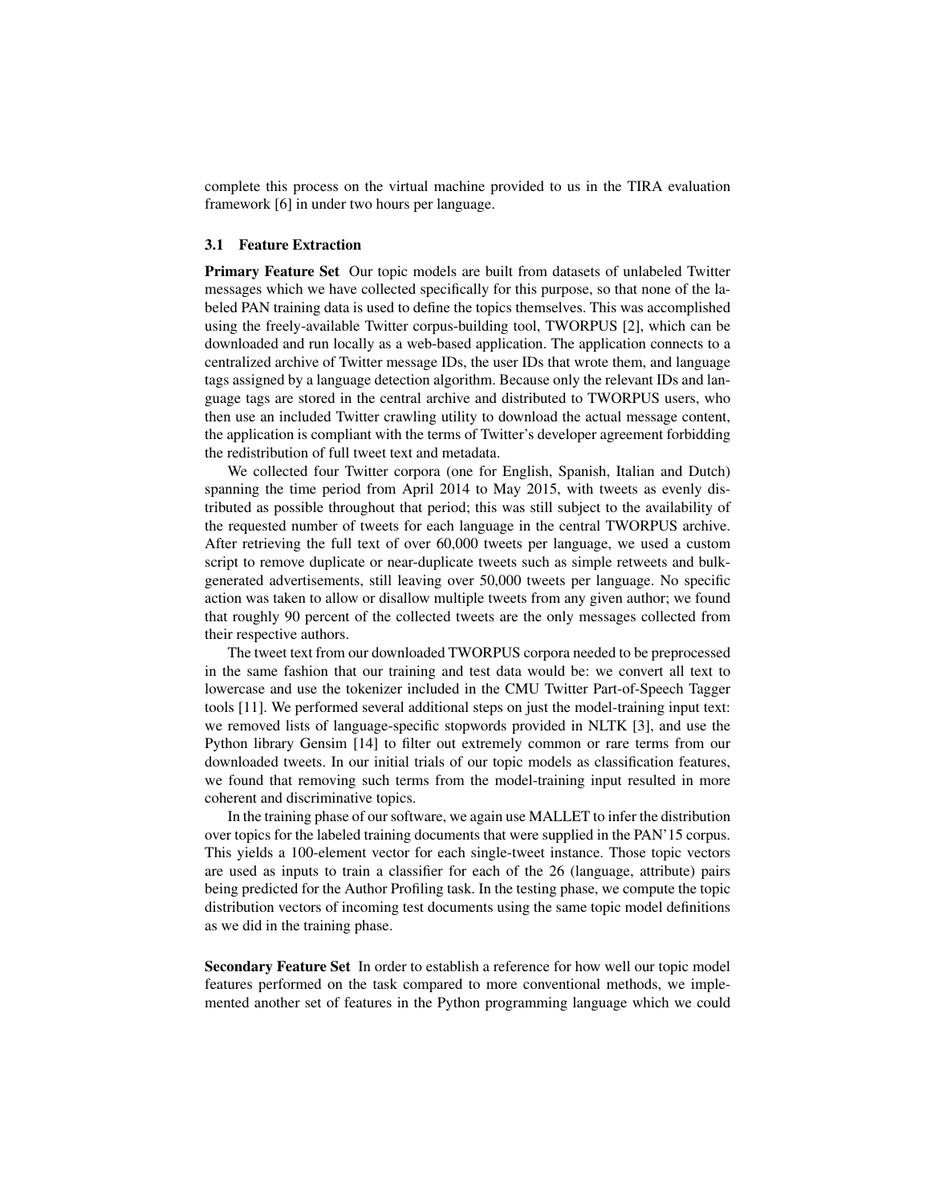complete this process on the virtual machine provided to us in the TIRA evaluation framework [6] in under two hours per language.

### 3.1 Feature Extraction

**Primary Feature Set** Our topic models are built from datasets of unlabeled Twitter messages which we have collected specifically for this purpose, so that none of the labeled PAN training data is used to define the topics themselves. This was accomplished using the freely-available Twitter corpus-building tool, TWORPUS [2], which can be downloaded and run locally as a web-based application. The application connects to a centralized archive of Twitter message IDs, the user IDs that wrote them, and language tags assigned by a language detection algorithm. Because only the relevant IDs and language tags are stored in the central archive and distributed to TWORPUS users, who then use an included Twitter crawling utility to download the actual message content, the application is compliant with the terms of Twitter's developer agreement forbidding the redistribution of full tweet text and metadata.

We collected four Twitter corpora (one for English, Spanish, Italian and Dutch) spanning the time period from April 2014 to May 2015, with tweets as evenly distributed as possible throughout that period; this was still subject to the availability of the requested number of tweets for each language in the central TWORPUS archive. After retrieving the full text of over 60,000 tweets per language, we used a custom script to remove duplicate or near-duplicate tweets such as simple retweets and bulk-generated advertisements, still leaving over 50,000 tweets per language. No specific action was taken to allow or disallow multiple tweets from any given author; we found that roughly 90 percent of the collected tweets are the only messages collected from their respective authors.

The tweet text from our downloaded TWORPUS corpora needed to be preprocessed in the same fashion that our training and test data would be: we convert all text to lowercase and use the tokenizer included in the CMU Twitter Part-of-Speech Tagger tools [11]. We performed several additional steps on just the model-training input text: we removed lists of language-specific stopwords provided in NLTK [3], and use the Python library Gensim [14] to filter out extremely common or rare terms from our downloaded tweets. In our initial trials of our topic models as classification features, we found that removing such terms from the model-training input resulted in more coherent and discriminative topics.

In the training phase of our software, we again use MALLET to infer the distribution over topics for the labeled training documents that were supplied in the PAN'15 corpus. This yields a 100-element vector for each single-tweet instance. Those topic vectors are used as inputs to train a classifier for each of the 26 (language, attribute) pairs being predicted for the Author Profiling task. In the testing phase, we compute the topic distribution vectors of incoming test documents using the same topic model definitions as we did in the training phase.

**Secondary Feature Set** In order to establish a reference for how well our topic model features performed on the task compared to more conventional methods, we implemented another set of features in the Python programming language which we could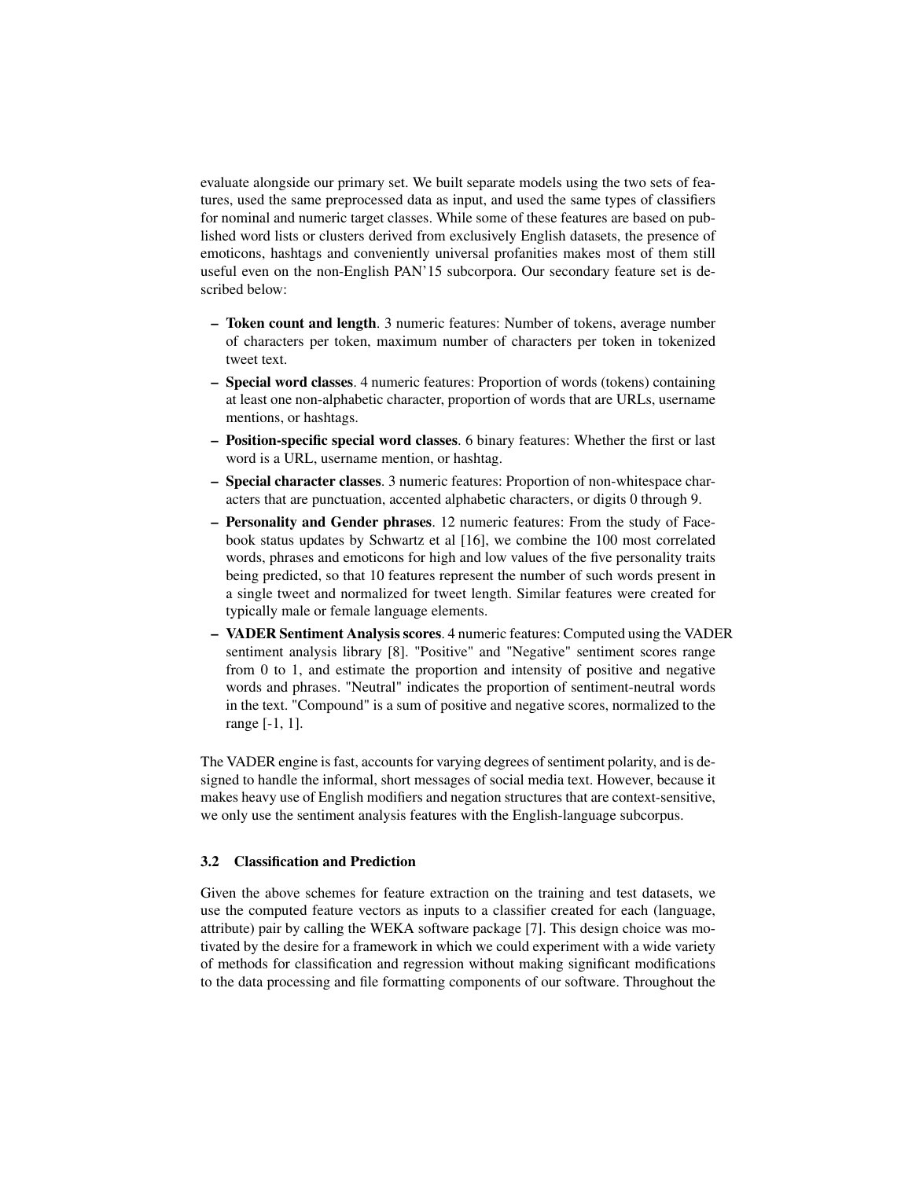evaluate alongside our primary set. We built separate models using the two sets of features, used the same preprocessed data as input, and used the same types of classifiers for nominal and numeric target classes. While some of these features are based on published word lists or clusters derived from exclusively English datasets, the presence of emoticons, hashtags and conveniently universal profanities makes most of them still useful even on the non-English PAN'15 subcorpora. Our secondary feature set is described below:

- **Token count and length**. 3 numeric features: Number of tokens, average number of characters per token, maximum number of characters per token in tokenized tweet text.
- **Special word classes**. 4 numeric features: Proportion of words (tokens) containing at least one non-alphabetic character, proportion of words that are URLs, username mentions, or hashtags.
- **Position-specific special word classes**. 6 binary features: Whether the first or last word is a URL, username mention, or hashtag.
- **Special character classes**. 3 numeric features: Proportion of non-whitespace characters that are punctuation, accented alphabetic characters, or digits 0 through 9.
- **Personality and Gender phrases**. 12 numeric features: From the study of Facebook status updates by Schwartz et al [16], we combine the 100 most correlated words, phrases and emoticons for high and low values of the five personality traits being predicted, so that 10 features represent the number of such words present in a single tweet and normalized for tweet length. Similar features were created for typically male or female language elements.
- **VADER Sentiment Analysis scores**. 4 numeric features: Computed using the VADER sentiment analysis library [8]. "Positive" and "Negative" sentiment scores range from 0 to 1, and estimate the proportion and intensity of positive and negative words and phrases. "Neutral" indicates the proportion of sentiment-neutral words in the text. "Compound" is a sum of positive and negative scores, normalized to the range [-1, 1].

The VADER engine is fast, accounts for varying degrees of sentiment polarity, and is designed to handle the informal, short messages of social media text. However, because it makes heavy use of English modifiers and negation structures that are context-sensitive, we only use the sentiment analysis features with the English-language subcorpus.

### 3.2 Classification and Prediction

Given the above schemes for feature extraction on the training and test datasets, we use the computed feature vectors as inputs to a classifier created for each (language, attribute) pair by calling the WEKA software package [7]. This design choice was motivated by the desire for a framework in which we could experiment with a wide variety of methods for classification and regression without making significant modifications to the data processing and file formatting components of our software. Throughout the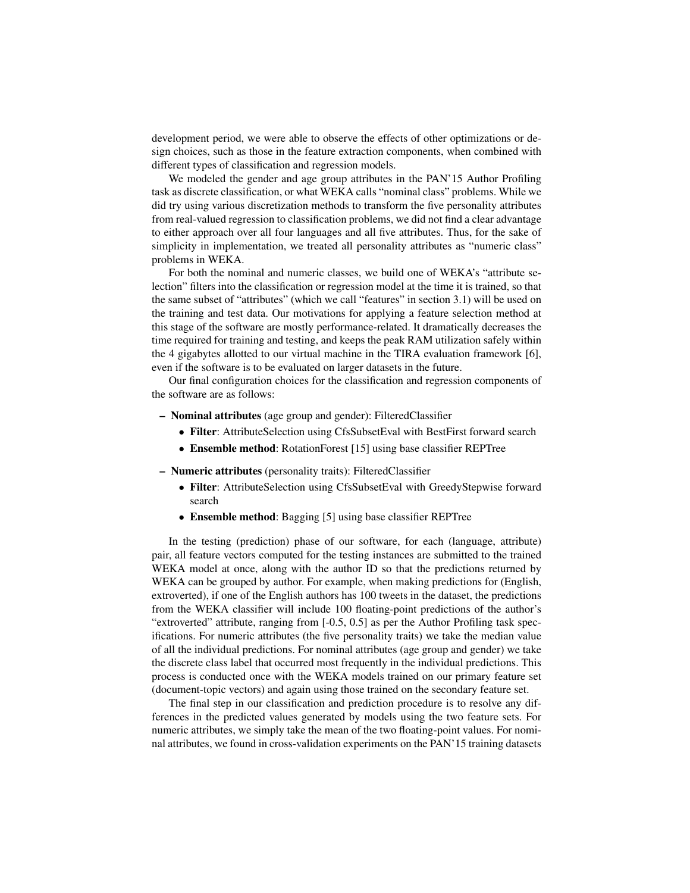development period, we were able to observe the effects of other optimizations or design choices, such as those in the feature extraction components, when combined with different types of classification and regression models.

We modeled the gender and age group attributes in the PAN'15 Author Profiling task as discrete classification, or what WEKA calls "nominal class" problems. While we did try using various discretization methods to transform the five personality attributes from real-valued regression to classification problems, we did not find a clear advantage to either approach over all four languages and all five attributes. Thus, for the sake of simplicity in implementation, we treated all personality attributes as "numeric class" problems in WEKA.

For both the nominal and numeric classes, we build one of WEKA's "attribute selection" filters into the classification or regression model at the time it is trained, so that the same subset of "attributes" (which we call "features" in section 3.1) will be used on the training and test data. Our motivations for applying a feature selection method at this stage of the software are mostly performance-related. It dramatically decreases the time required for training and testing, and keeps the peak RAM utilization safely within the 4 gigabytes allotted to our virtual machine in the TIRA evaluation framework [6], even if the software is to be evaluated on larger datasets in the future.

Our final configuration choices for the classification and regression components of the software are as follows:

- **Nominal attributes** (age group and gender): FilteredClassifier
  - **Filter**: AttributeSelection using CfsSubsetEval with BestFirst forward search
  - **Ensemble method**: RotationForest [15] using base classifier REPTree
- **Numeric attributes** (personality traits): FilteredClassifier
  - **Filter**: AttributeSelection using CfsSubsetEval with GreedyStepwise forward search
  - **Ensemble method**: Bagging [5] using base classifier REPTree

In the testing (prediction) phase of our software, for each (language, attribute) pair, all feature vectors computed for the testing instances are submitted to the trained WEKA model at once, along with the author ID so that the predictions returned by WEKA can be grouped by author. For example, when making predictions for (English, extroverted), if one of the English authors has 100 tweets in the dataset, the predictions from the WEKA classifier will include 100 floating-point predictions of the author's "extroverted" attribute, ranging from [-0.5, 0.5] as per the Author Profiling task specifications. For numeric attributes (the five personality traits) we take the median value of all the individual predictions. For nominal attributes (age group and gender) we take the discrete class label that occurred most frequently in the individual predictions. This process is conducted once with the WEKA models trained on our primary feature set (document-topic vectors) and again using those trained on the secondary feature set.

The final step in our classification and prediction procedure is to resolve any differences in the predicted values generated by models using the two feature sets. For numeric attributes, we simply take the mean of the two floating-point values. For nominal attributes, we found in cross-validation experiments on the PAN'15 training datasets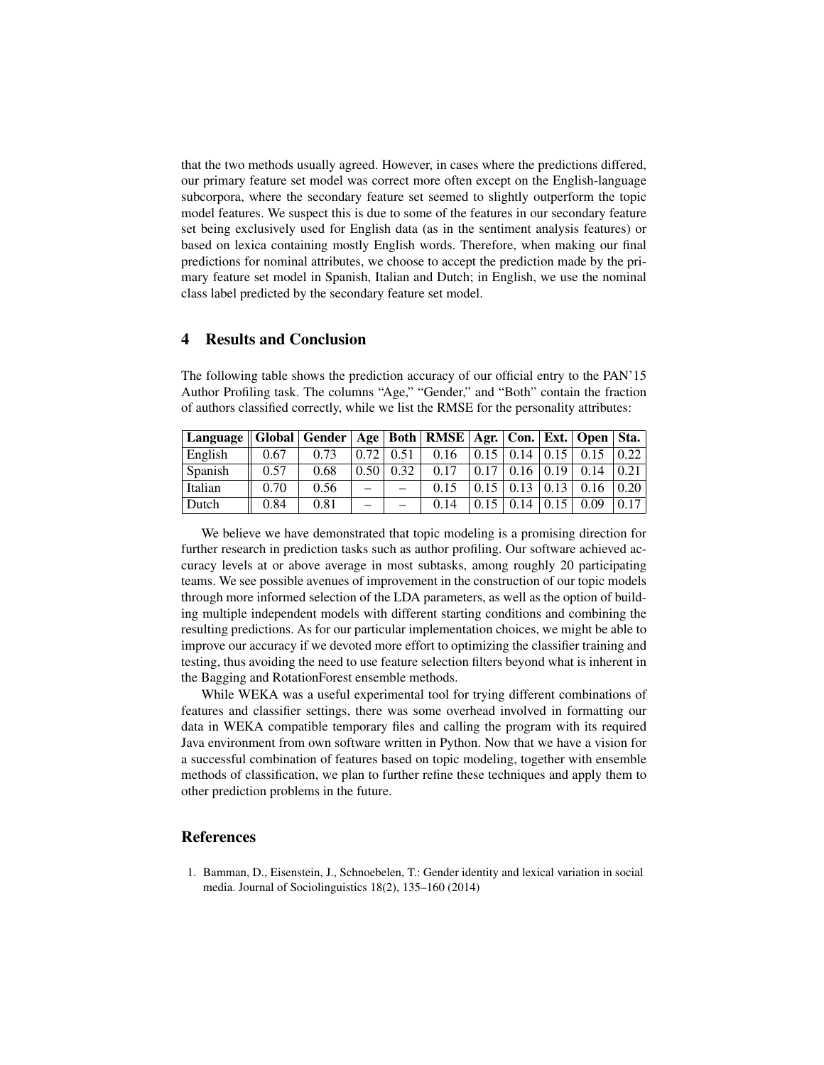that the two methods usually agreed. However, in cases where the predictions differed, our primary feature set model was correct more often except on the English-language subcorpora, where the secondary feature set seemed to slightly outperform the topic model features. We suspect this is due to some of the features in our secondary feature set being exclusively used for English data (as in the sentiment analysis features) or based on lexica containing mostly English words. Therefore, when making our final predictions for nominal attributes, we choose to accept the prediction made by the primary feature set model in Spanish, Italian and Dutch; in English, we use the nominal class label predicted by the secondary feature set model.

## 4 Results and Conclusion

The following table shows the prediction accuracy of our official entry to the PAN'15 Author Profiling task. The columns "Age," "Gender," and "Both" contain the fraction of authors classified correctly, while we list the RMSE for the personality attributes:

| Language | Global | Gender | Age | Both | RMSE | Agr. | Con. | Ext. | Open | Sta. |
|---|---|---|---|---|---|---|---|---|---|---|
| English | 0.67 | 0.73 | 0.72 | 0.51 | 0.16 | 0.15 | 0.14 | 0.15 | 0.15 | 0.22 |
| Spanish | 0.57 | 0.68 | 0.50 | 0.32 | 0.17 | 0.17 | 0.16 | 0.19 | 0.14 | 0.21 |
| Italian | 0.70 | 0.56 | – | – | 0.15 | 0.15 | 0.13 | 0.13 | 0.16 | 0.20 |
| Dutch | 0.84 | 0.81 | – | – | 0.14 | 0.15 | 0.14 | 0.15 | 0.09 | 0.17 |

We believe we have demonstrated that topic modeling is a promising direction for further research in prediction tasks such as author profiling. Our software achieved accuracy levels at or above average in most subtasks, among roughly 20 participating teams. We see possible avenues of improvement in the construction of our topic models through more informed selection of the LDA parameters, as well as the option of building multiple independent models with different starting conditions and combining the resulting predictions. As for our particular implementation choices, we might be able to improve our accuracy if we devoted more effort to optimizing the classifier training and testing, thus avoiding the need to use feature selection filters beyond what is inherent in the Bagging and RotationForest ensemble methods.

While WEKA was a useful experimental tool for trying different combinations of features and classifier settings, there was some overhead involved in formatting our data in WEKA compatible temporary files and calling the program with its required Java environment from own software written in Python. Now that we have a vision for a successful combination of features based on topic modeling, together with ensemble methods of classification, we plan to further refine these techniques and apply them to other prediction problems in the future.

## References

1. Bamman, D., Eisenstein, J., Schnoebelen, T.: Gender identity and lexical variation in social media. Journal of Sociolinguistics 18(2), 135–160 (2014)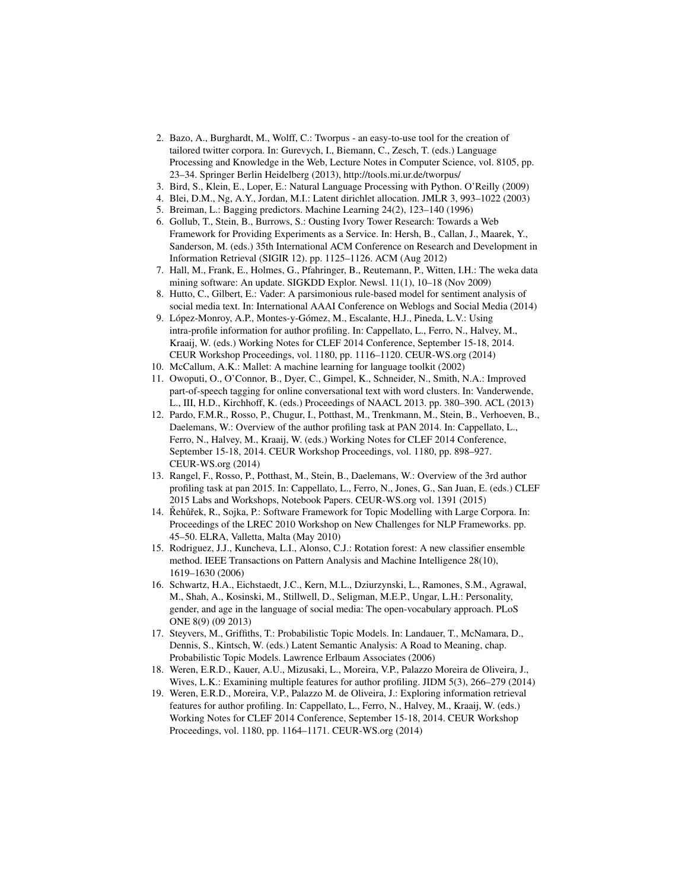2. Bazo, A., Burghardt, M., Wolff, C.: Tworpus - an easy-to-use tool for the creation of tailored twitter corpora. In: Gurevych, I., Biemann, C., Zesch, T. (eds.) Language Processing and Knowledge in the Web, Lecture Notes in Computer Science, vol. 8105, pp. 23–34. Springer Berlin Heidelberg (2013), http://tools.mi.ur.de/tworpus/
3. Bird, S., Klein, E., Loper, E.: Natural Language Processing with Python. O'Reilly (2009)
4. Blei, D.M., Ng, A.Y., Jordan, M.I.: Latent dirichlet allocation. JMLR 3, 993–1022 (2003)
5. Breiman, L.: Bagging predictors. Machine Learning 24(2), 123–140 (1996)
6. Gollub, T., Stein, B., Burrows, S.: Ousting Ivory Tower Research: Towards a Web Framework for Providing Experiments as a Service. In: Hersh, B., Callan, J., Maarek, Y., Sanderson, M. (eds.) 35th International ACM Conference on Research and Development in Information Retrieval (SIGIR 12). pp. 1125–1126. ACM (Aug 2012)
7. Hall, M., Frank, E., Holmes, G., Pfahringer, B., Reutemann, P., Witten, I.H.: The weka data mining software: An update. SIGKDD Explor. Newsl. 11(1), 10–18 (Nov 2009)
8. Hutto, C., Gilbert, E.: Vader: A parsimonious rule-based model for sentiment analysis of social media text. In: International AAAI Conference on Weblogs and Social Media (2014)
9. López-Monroy, A.P., Montes-y-Gómez, M., Escalante, H.J., Pineda, L.V.: Using intra-profile information for author profiling. In: Cappellato, L., Ferro, N., Halvey, M., Kraaij, W. (eds.) Working Notes for CLEF 2014 Conference, September 15-18, 2014. CEUR Workshop Proceedings, vol. 1180, pp. 1116–1120. CEUR-WS.org (2014)
10. McCallum, A.K.: Mallet: A machine learning for language toolkit (2002)
11. Owoputi, O., O'Connor, B., Dyer, C., Gimpel, K., Schneider, N., Smith, N.A.: Improved part-of-speech tagging for online conversational text with word clusters. In: Vanderwende, L., III, H.D., Kirchhoff, K. (eds.) Proceedings of NAACL 2013. pp. 380–390. ACL (2013)
12. Pardo, F.M.R., Rosso, P., Chugur, I., Potthast, M., Trenkmann, M., Stein, B., Verhoeven, B., Daelemans, W.: Overview of the author profiling task at PAN 2014. In: Cappellato, L., Ferro, N., Halvey, M., Kraaij, W. (eds.) Working Notes for CLEF 2014 Conference, September 15-18, 2014. CEUR Workshop Proceedings, vol. 1180, pp. 898–927. CEUR-WS.org (2014)
13. Rangel, F., Rosso, P., Potthast, M., Stein, B., Daelemans, W.: Overview of the 3rd author profiling task at pan 2015. In: Cappellato, L., Ferro, N., Jones, G., San Juan, E. (eds.) CLEF 2015 Labs and Workshops, Notebook Papers. CEUR-WS.org vol. 1391 (2015)
14. Řehůřek, R., Sojka, P.: Software Framework for Topic Modelling with Large Corpora. In: Proceedings of the LREC 2010 Workshop on New Challenges for NLP Frameworks. pp. 45–50. ELRA, Valletta, Malta (May 2010)
15. Rodriguez, J.J., Kuncheva, L.I., Alonso, C.J.: Rotation forest: A new classifier ensemble method. IEEE Transactions on Pattern Analysis and Machine Intelligence 28(10), 1619–1630 (2006)
16. Schwartz, H.A., Eichstaedt, J.C., Kern, M.L., Dziurzynski, L., Ramones, S.M., Agrawal, M., Shah, A., Kosinski, M., Stillwell, D., Seligman, M.E.P., Ungar, L.H.: Personality, gender, and age in the language of social media: The open-vocabulary approach. PLoS ONE 8(9) (09 2013)
17. Steyvers, M., Griffiths, T.: Probabilistic Topic Models. In: Landauer, T., McNamara, D., Dennis, S., Kintsch, W. (eds.) Latent Semantic Analysis: A Road to Meaning, chap. Probabilistic Topic Models. Lawrence Erlbaum Associates (2006)
18. Weren, E.R.D., Kauer, A.U., Mizusaki, L., Moreira, V.P., Palazzo Moreira de Oliveira, J., Wives, L.K.: Examining multiple features for author profiling. JIDM 5(3), 266–279 (2014)
19. Weren, E.R.D., Moreira, V.P., Palazzo M. de Oliveira, J.: Exploring information retrieval features for author profiling. In: Cappellato, L., Ferro, N., Halvey, M., Kraaij, W. (eds.) Working Notes for CLEF 2014 Conference, September 15-18, 2014. CEUR Workshop Proceedings, vol. 1180, pp. 1164–1171. CEUR-WS.org (2014)